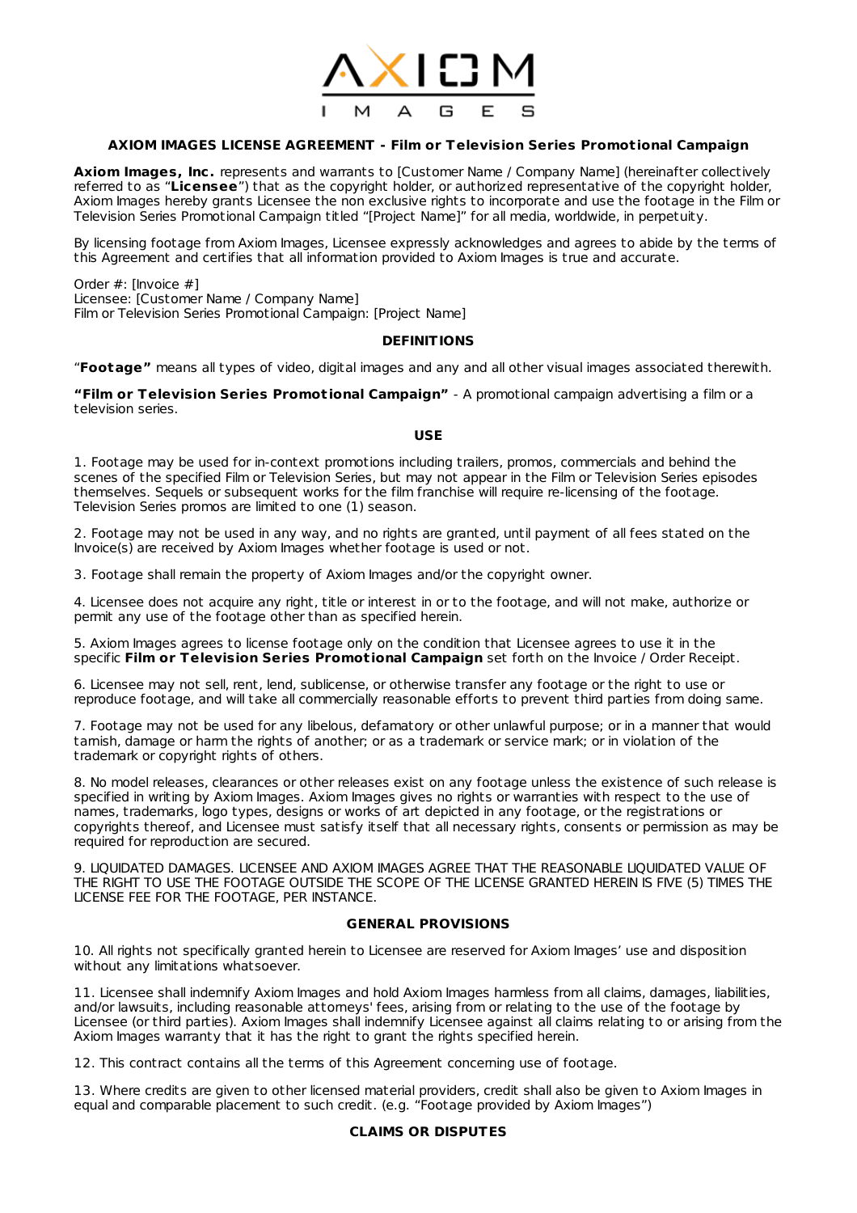# AXIOM IMAGES

## AXIOM IMAGES LICENSE AGREEMENT - Film or Television Series Promotional Campaign

**Axiom Images, Inc.** represents and warrants to [Customer Name / Company Name] (hereinafter collectively referred to as "**Licensee**") that as the copyright holder, or authorized representative of the copyright holder, Axiom Images hereby grants Licensee the non exclusive rights to incorporate and use the footage in the Film or Television Series Promotional Campaign titled "[Project Name]" for all media, worldwide, in perpetuity.

By licensing footage from Axiom Images, Licensee expressly acknowledges and agrees to abide by the terms of this Agreement and certifies that all information provided to Axiom Images is true and accurate.

Order #: [Invoice #]
Licensee: [Customer Name / Company Name]
Film or Television Series Promotional Campaign: [Project Name]

### DEFINITIONS

"**Footage"** means all types of video, digital images and any and all other visual images associated therewith.

**"Film or Television Series Promotional Campaign"** - A promotional campaign advertising a film or a television series.

### USE

1. Footage may be used for in-context promotions including trailers, promos, commercials and behind the scenes of the specified Film or Television Series, but may not appear in the Film or Television Series episodes themselves. Sequels or subsequent works for the film franchise will require re-licensing of the footage. Television Series promos are limited to one (1) season.

2. Footage may not be used in any way, and no rights are granted, until payment of all fees stated on the Invoice(s) are received by Axiom Images whether footage is used or not.

3. Footage shall remain the property of Axiom Images and/or the copyright owner.

4. Licensee does not acquire any right, title or interest in or to the footage, and will not make, authorize or permit any use of the footage other than as specified herein.

5. Axiom Images agrees to license footage only on the condition that Licensee agrees to use it in the specific **Film or Television Series Promotional Campaign** set forth on the Invoice / Order Receipt.

6. Licensee may not sell, rent, lend, sublicense, or otherwise transfer any footage or the right to use or reproduce footage, and will take all commercially reasonable efforts to prevent third parties from doing same.

7. Footage may not be used for any libelous, defamatory or other unlawful purpose; or in a manner that would tarnish, damage or harm the rights of another; or as a trademark or service mark; or in violation of the trademark or copyright rights of others.

8. No model releases, clearances or other releases exist on any footage unless the existence of such release is specified in writing by Axiom Images. Axiom Images gives no rights or warranties with respect to the use of names, trademarks, logo types, designs or works of art depicted in any footage, or the registrations or copyrights thereof, and Licensee must satisfy itself that all necessary rights, consents or permission as may be required for reproduction are secured.

9. LIQUIDATED DAMAGES. LICENSEE AND AXIOM IMAGES AGREE THAT THE REASONABLE LIQUIDATED VALUE OF THE RIGHT TO USE THE FOOTAGE OUTSIDE THE SCOPE OF THE LICENSE GRANTED HEREIN IS FIVE (5) TIMES THE LICENSE FEE FOR THE FOOTAGE, PER INSTANCE.

### GENERAL PROVISIONS

10. All rights not specifically granted herein to Licensee are reserved for Axiom Images' use and disposition without any limitations whatsoever.

11. Licensee shall indemnify Axiom Images and hold Axiom Images harmless from all claims, damages, liabilities, and/or lawsuits, including reasonable attorneys' fees, arising from or relating to the use of the footage by Licensee (or third parties). Axiom Images shall indemnify Licensee against all claims relating to or arising from the Axiom Images warranty that it has the right to grant the rights specified herein.

12. This contract contains all the terms of this Agreement concerning use of footage.

13. Where credits are given to other licensed material providers, credit shall also be given to Axiom Images in equal and comparable placement to such credit. (e.g. "Footage provided by Axiom Images")

### CLAIMS OR DISPUTES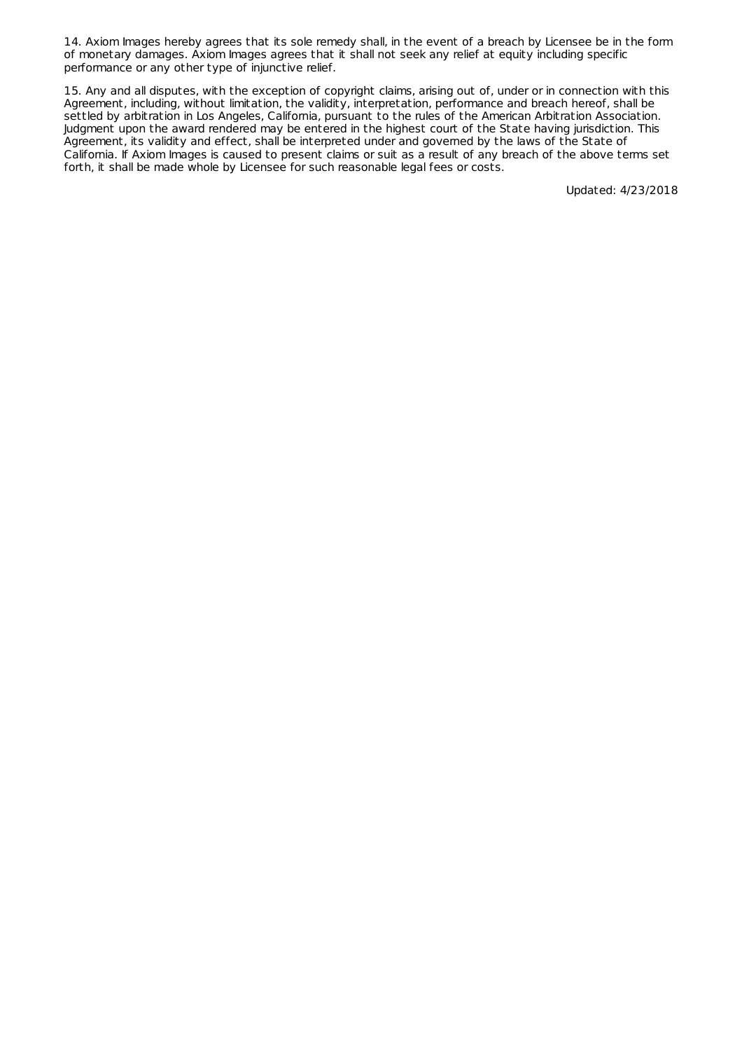14. Axiom Images hereby agrees that its sole remedy shall, in the event of a breach by Licensee be in the form of monetary damages. Axiom Images agrees that it shall not seek any relief at equity including specific performance or any other type of injunctive relief.

15. Any and all disputes, with the exception of copyright claims, arising out of, under or in connection with this Agreement, including, without limitation, the validity, interpretation, performance and breach hereof, shall be settled by arbitration in Los Angeles, California, pursuant to the rules of the American Arbitration Association. Judgment upon the award rendered may be entered in the highest court of the State having jurisdiction. This Agreement, its validity and effect, shall be interpreted under and governed by the laws of the State of California. If Axiom Images is caused to present claims or suit as a result of any breach of the above terms set forth, it shall be made whole by Licensee for such reasonable legal fees or costs.

Updated: 4/23/2018